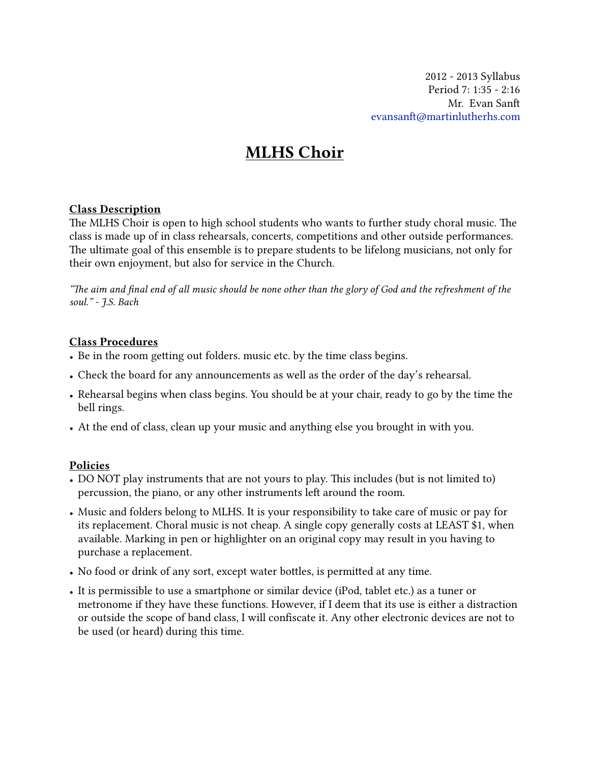2012 - 2013 Syllabus
Period 7: 1:35 - 2:16
Mr. Evan Sanft
evansanft@martinlutherhs.com

# MLHS Choir

## Class Description

The MLHS Choir is open to high school students who wants to further study choral music. The class is made up of in class rehearsals, concerts, competitions and other outside performances. The ultimate goal of this ensemble is to prepare students to be lifelong musicians, not only for their own enjoyment, but also for service in the Church.

*"The aim and final end of all music should be none other than the glory of God and the refreshment of the soul." - J.S. Bach*

## Class Procedures

- Be in the room getting out folders. music etc. by the time class begins.
- Check the board for any announcements as well as the order of the day's rehearsal.
- Rehearsal begins when class begins. You should be at your chair, ready to go by the time the bell rings.
- At the end of class, clean up your music and anything else you brought in with you.

## Policies

- DO NOT play instruments that are not yours to play. This includes (but is not limited to) percussion, the piano, or any other instruments left around the room.
- Music and folders belong to MLHS. It is your responsibility to take care of music or pay for its replacement. Choral music is not cheap. A single copy generally costs at LEAST $1, when available. Marking in pen or highlighter on an original copy may result in you having to purchase a replacement.
- No food or drink of any sort, except water bottles, is permitted at any time.
- It is permissible to use a smartphone or similar device (iPod, tablet etc.) as a tuner or metronome if they have these functions. However, if I deem that its use is either a distraction or outside the scope of band class, I will confiscate it. Any other electronic devices are not to be used (or heard) during this time.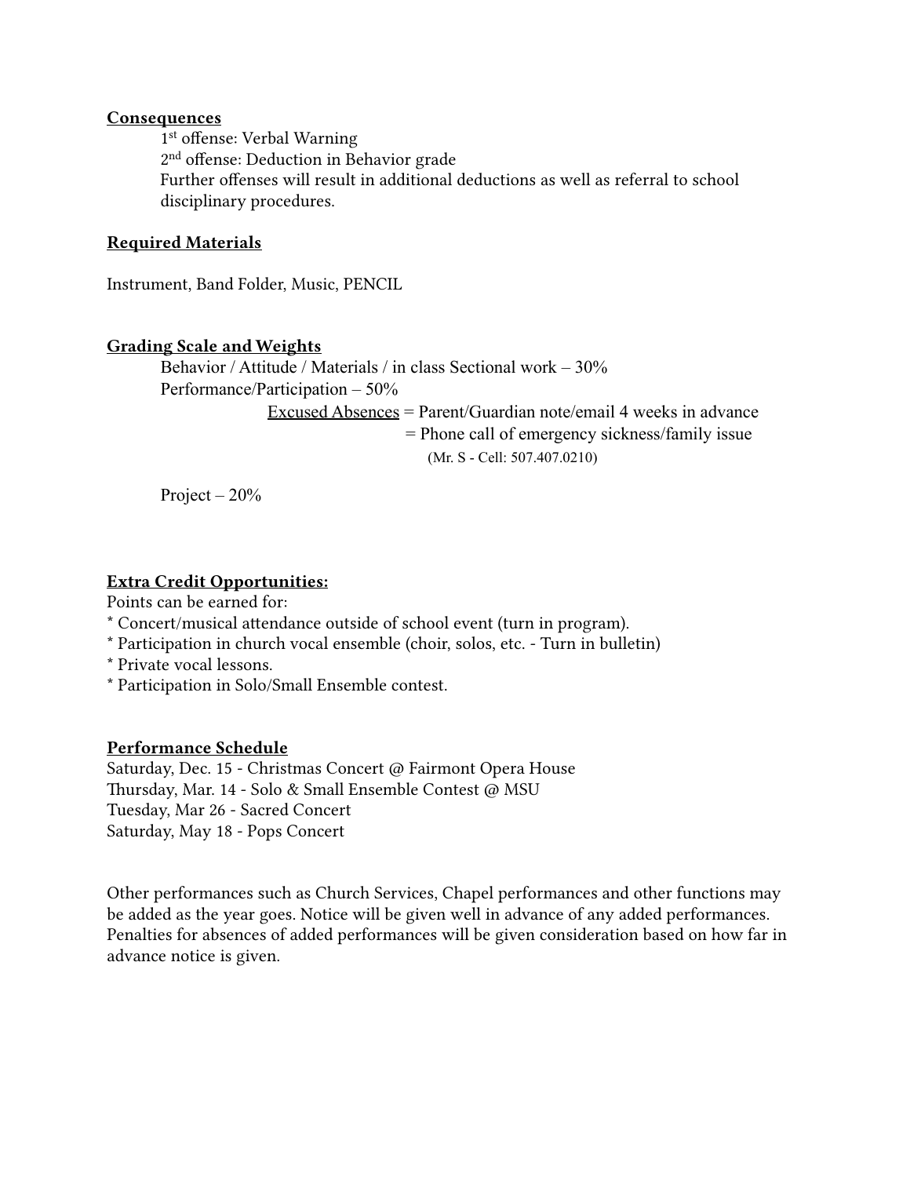**Consequences**

1st offense: Verbal Warning
2nd offense: Deduction in Behavior grade
Further offenses will result in additional deductions as well as referral to school disciplinary procedures.

**Required Materials**

Instrument, Band Folder, Music, PENCIL

**Grading Scale and Weights**

Behavior / Attitude / Materials / in class Sectional work – 30%

Performance/Participation – 50%

Excused Absences = Parent/Guardian note/email 4 weeks in advance
= Phone call of emergency sickness/family issue
(Mr. S - Cell: 507.407.0210)

Project – 20%

**Extra Credit Opportunities:**

Points can be earned for:
* Concert/musical attendance outside of school event (turn in program).
* Participation in church vocal ensemble (choir, solos, etc. - Turn in bulletin)
* Private vocal lessons.
* Participation in Solo/Small Ensemble contest.

**Performance Schedule**

Saturday, Dec. 15 - Christmas Concert @ Fairmont Opera House
Thursday, Mar. 14 - Solo & Small Ensemble Contest @ MSU
Tuesday, Mar 26 - Sacred Concert
Saturday, May 18 - Pops Concert

Other performances such as Church Services, Chapel performances and other functions may be added as the year goes. Notice will be given well in advance of any added performances. Penalties for absences of added performances will be given consideration based on how far in advance notice is given.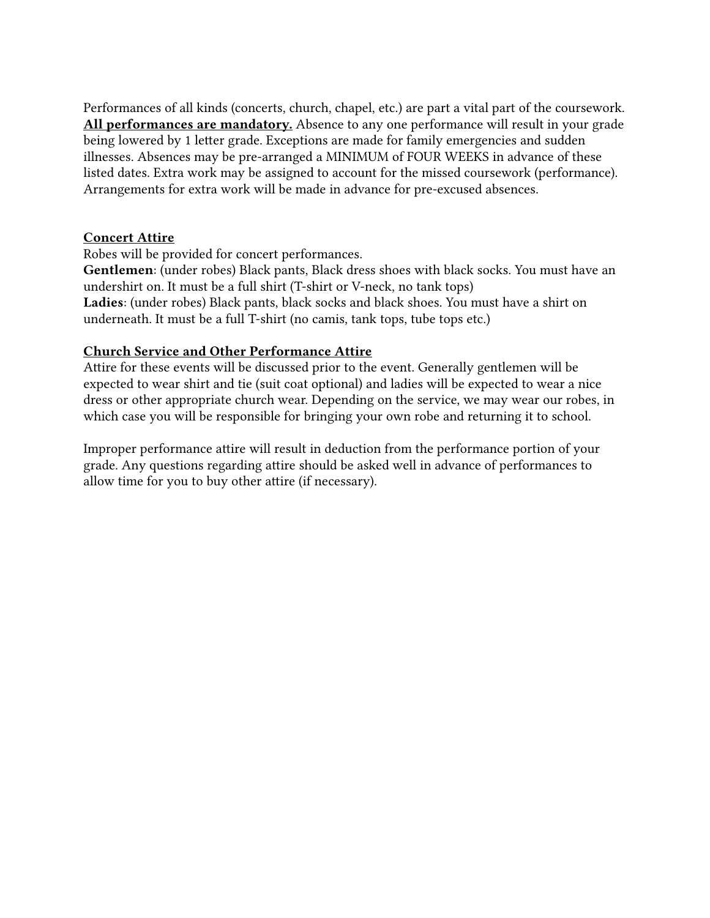Performances of all kinds (concerts, church, chapel, etc.) are part a vital part of the coursework. **All performances are mandatory.** Absence to any one performance will result in your grade being lowered by 1 letter grade. Exceptions are made for family emergencies and sudden illnesses. Absences may be pre-arranged a MINIMUM of FOUR WEEKS in advance of these listed dates. Extra work may be assigned to account for the missed coursework (performance). Arrangements for extra work will be made in advance for pre-excused absences.

**Concert Attire**

Robes will be provided for concert performances.

**Gentlemen**: (under robes) Black pants, Black dress shoes with black socks. You must have an undershirt on. It must be a full shirt (T-shirt or V-neck, no tank tops)

**Ladies**: (under robes) Black pants, black socks and black shoes. You must have a shirt on underneath. It must be a full T-shirt (no camis, tank tops, tube tops etc.)

**Church Service and Other Performance Attire**

Attire for these events will be discussed prior to the event. Generally gentlemen will be expected to wear shirt and tie (suit coat optional) and ladies will be expected to wear a nice dress or other appropriate church wear. Depending on the service, we may wear our robes, in which case you will be responsible for bringing your own robe and returning it to school.

Improper performance attire will result in deduction from the performance portion of your grade. Any questions regarding attire should be asked well in advance of performances to allow time for you to buy other attire (if necessary).